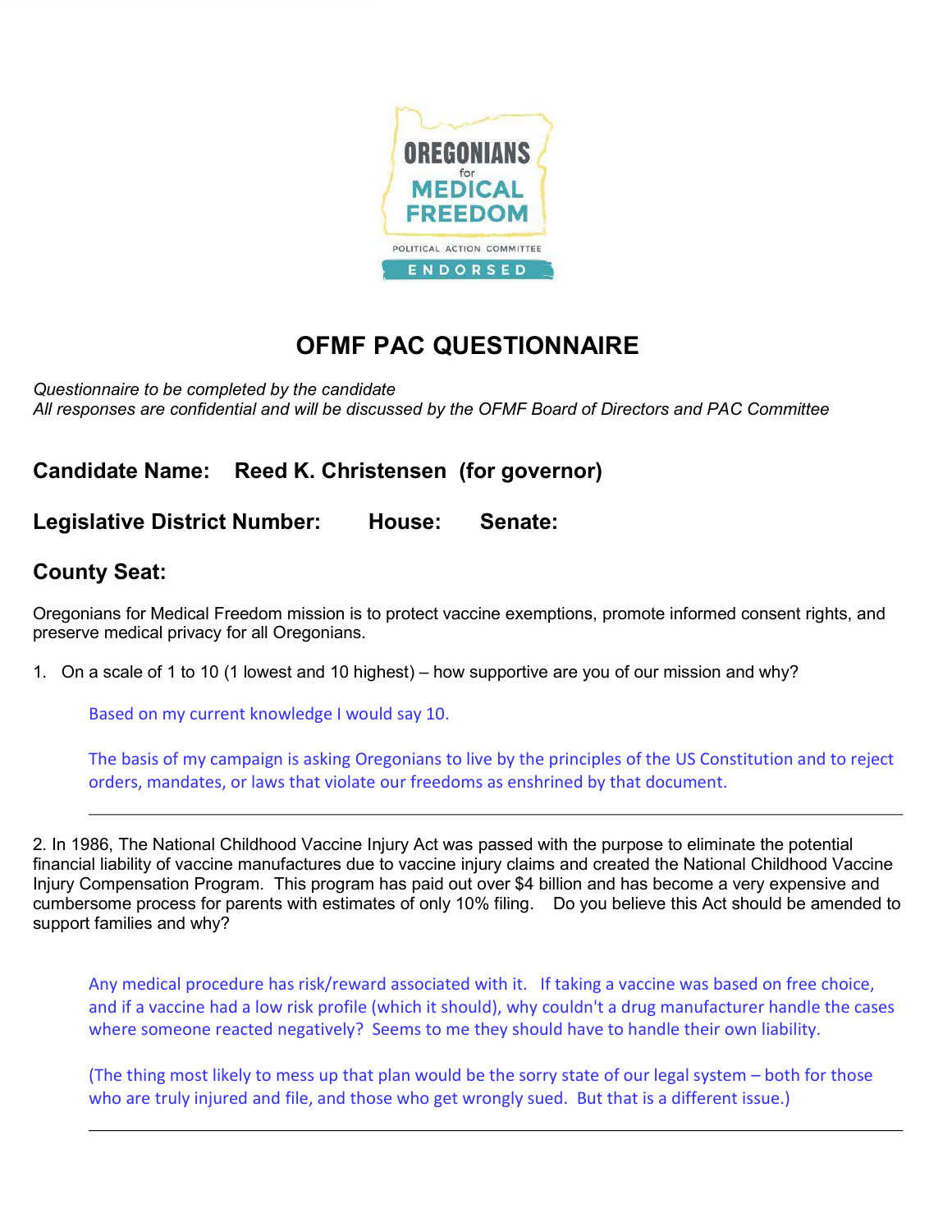OREGONIANS for MEDICAL FREEDOM

POLITICAL ACTION COMMITTEE

ENDORSED

# OFMF PAC QUESTIONNAIRE

*Questionnaire to be completed by the candidate*
*All responses are confidential and will be discussed by the OFMF Board of Directors and PAC Committee*

## Candidate Name: Reed K. Christensen (for governor)

## Legislative District Number: House: Senate:

## County Seat:

Oregonians for Medical Freedom mission is to protect vaccine exemptions, promote informed consent rights, and preserve medical privacy for all Oregonians.

1. On a scale of 1 to 10 (1 lowest and 10 highest) – how supportive are you of our mission and why?

   Based on my current knowledge I would say 10.

   The basis of my campaign is asking Oregonians to live by the principles of the US Constitution and to reject orders, mandates, or laws that violate our freedoms as enshrined by that document.

---

2. In 1986, The National Childhood Vaccine Injury Act was passed with the purpose to eliminate the potential financial liability of vaccine manufactures due to vaccine injury claims and created the National Childhood Vaccine Injury Compensation Program. This program has paid out over $4 billion and has become a very expensive and cumbersome process for parents with estimates of only 10% filing. Do you believe this Act should be amended to support families and why?

   Any medical procedure has risk/reward associated with it. If taking a vaccine was based on free choice, and if a vaccine had a low risk profile (which it should), why couldn't a drug manufacturer handle the cases where someone reacted negatively? Seems to me they should have to handle their own liability.

   (The thing most likely to mess up that plan would be the sorry state of our legal system – both for those who are truly injured and file, and those who get wrongly sued. But that is a different issue.)

---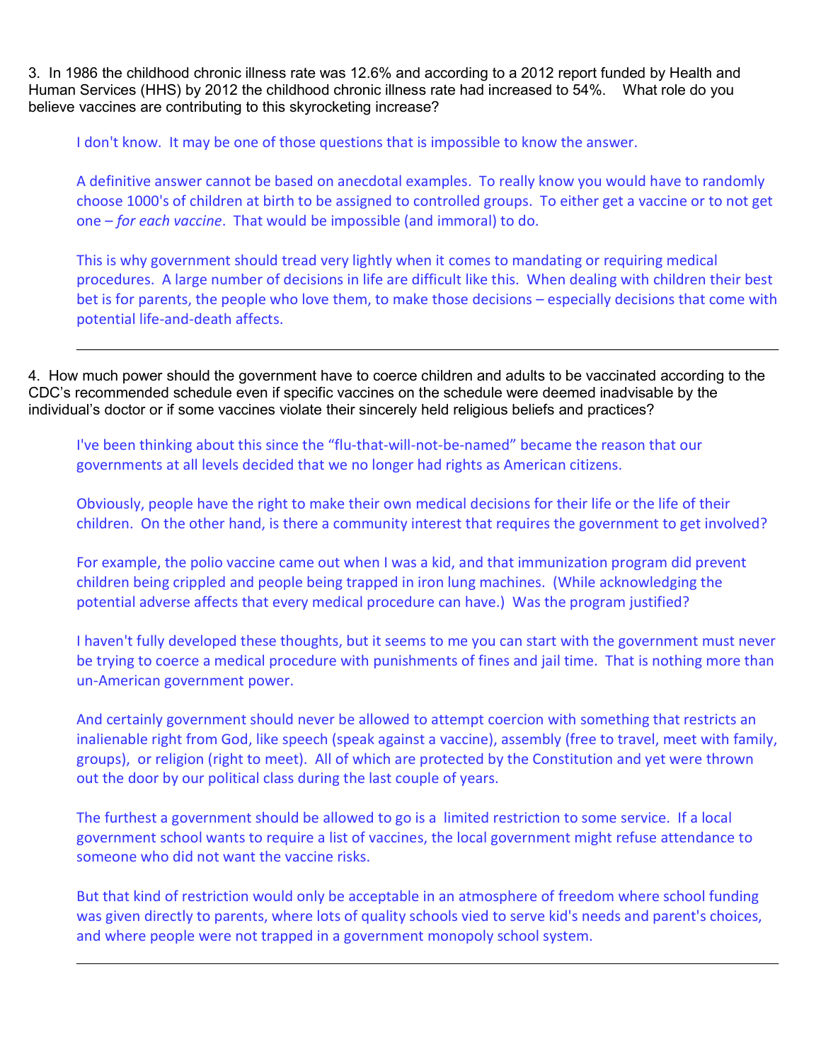3. In 1986 the childhood chronic illness rate was 12.6% and according to a 2012 report funded by Health and Human Services (HHS) by 2012 the childhood chronic illness rate had increased to 54%. What role do you believe vaccines are contributing to this skyrocketing increase?

> I don't know. It may be one of those questions that is impossible to know the answer.
>
> A definitive answer cannot be based on anecdotal examples. To really know you would have to randomly choose 1000's of children at birth to be assigned to controlled groups. To either get a vaccine or to not get one – *for each vaccine*. That would be impossible (and immoral) to do.
>
> This is why government should tread very lightly when it comes to mandating or requiring medical procedures. A large number of decisions in life are difficult like this. When dealing with children their best bet is for parents, the people who love them, to make those decisions – especially decisions that come with potential life-and-death affects.

---

4. How much power should the government have to coerce children and adults to be vaccinated according to the CDC's recommended schedule even if specific vaccines on the schedule were deemed inadvisable by the individual's doctor or if some vaccines violate their sincerely held religious beliefs and practices?

> I've been thinking about this since the "flu-that-will-not-be-named" became the reason that our governments at all levels decided that we no longer had rights as American citizens.
>
> Obviously, people have the right to make their own medical decisions for their life or the life of their children. On the other hand, is there a community interest that requires the government to get involved?
>
> For example, the polio vaccine came out when I was a kid, and that immunization program did prevent children being crippled and people being trapped in iron lung machines. (While acknowledging the potential adverse affects that every medical procedure can have.) Was the program justified?
>
> I haven't fully developed these thoughts, but it seems to me you can start with the government must never be trying to coerce a medical procedure with punishments of fines and jail time. That is nothing more than un-American government power.
>
> And certainly government should never be allowed to attempt coercion with something that restricts an inalienable right from God, like speech (speak against a vaccine), assembly (free to travel, meet with family, groups), or religion (right to meet). All of which are protected by the Constitution and yet were thrown out the door by our political class during the last couple of years.
>
> The furthest a government should be allowed to go is a limited restriction to some service. If a local government school wants to require a list of vaccines, the local government might refuse attendance to someone who did not want the vaccine risks.
>
> But that kind of restriction would only be acceptable in an atmosphere of freedom where school funding was given directly to parents, where lots of quality schools vied to serve kid's needs and parent's choices, and where people were not trapped in a government monopoly school system.

---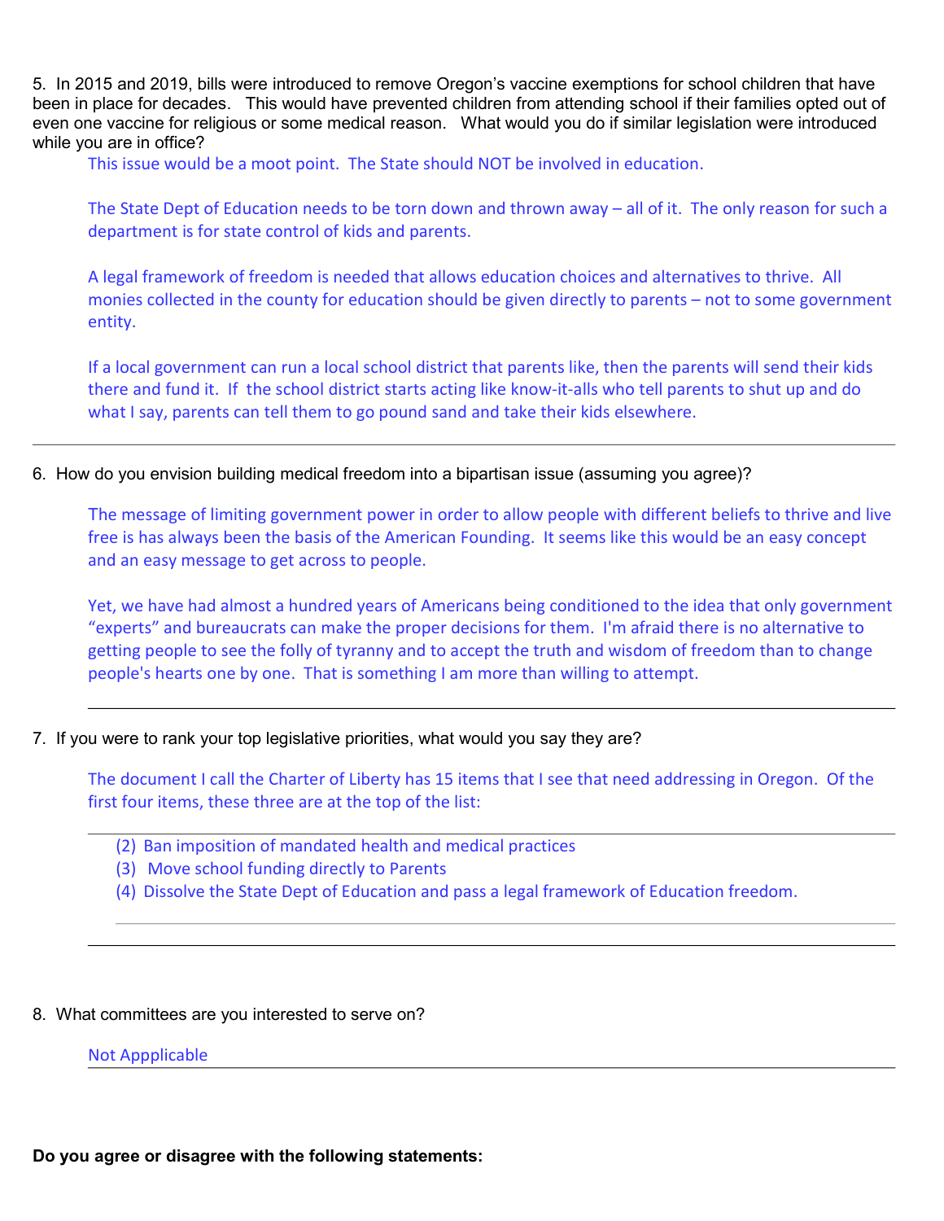5. In 2015 and 2019, bills were introduced to remove Oregon's vaccine exemptions for school children that have been in place for decades. This would have prevented children from attending school if their families opted out of even one vaccine for religious or some medical reason. What would you do if similar legislation were introduced while you are in office?

This issue would be a moot point. The State should NOT be involved in education.

The State Dept of Education needs to be torn down and thrown away – all of it. The only reason for such a department is for state control of kids and parents.

A legal framework of freedom is needed that allows education choices and alternatives to thrive. All monies collected in the county for education should be given directly to parents – not to some government entity.

If a local government can run a local school district that parents like, then the parents will send their kids there and fund it. If the school district starts acting like know-it-alls who tell parents to shut up and do what I say, parents can tell them to go pound sand and take their kids elsewhere.

---

6. How do you envision building medical freedom into a bipartisan issue (assuming you agree)?

The message of limiting government power in order to allow people with different beliefs to thrive and live free is has always been the basis of the American Founding. It seems like this would be an easy concept and an easy message to get across to people.

Yet, we have had almost a hundred years of Americans being conditioned to the idea that only government "experts" and bureaucrats can make the proper decisions for them. I'm afraid there is no alternative to getting people to see the folly of tyranny and to accept the truth and wisdom of freedom than to change people's hearts one by one. That is something I am more than willing to attempt.

---

7. If you were to rank your top legislative priorities, what would you say they are?

The document I call the Charter of Liberty has 15 items that I see that need addressing in Oregon. Of the first four items, these three are at the top of the list:

(2) Ban imposition of mandated health and medical practices
(3) Move school funding directly to Parents
(4) Dissolve the State Dept of Education and pass a legal framework of Education freedom.

---

8. What committees are you interested to serve on?

Not Appplicable

**Do you agree or disagree with the following statements:**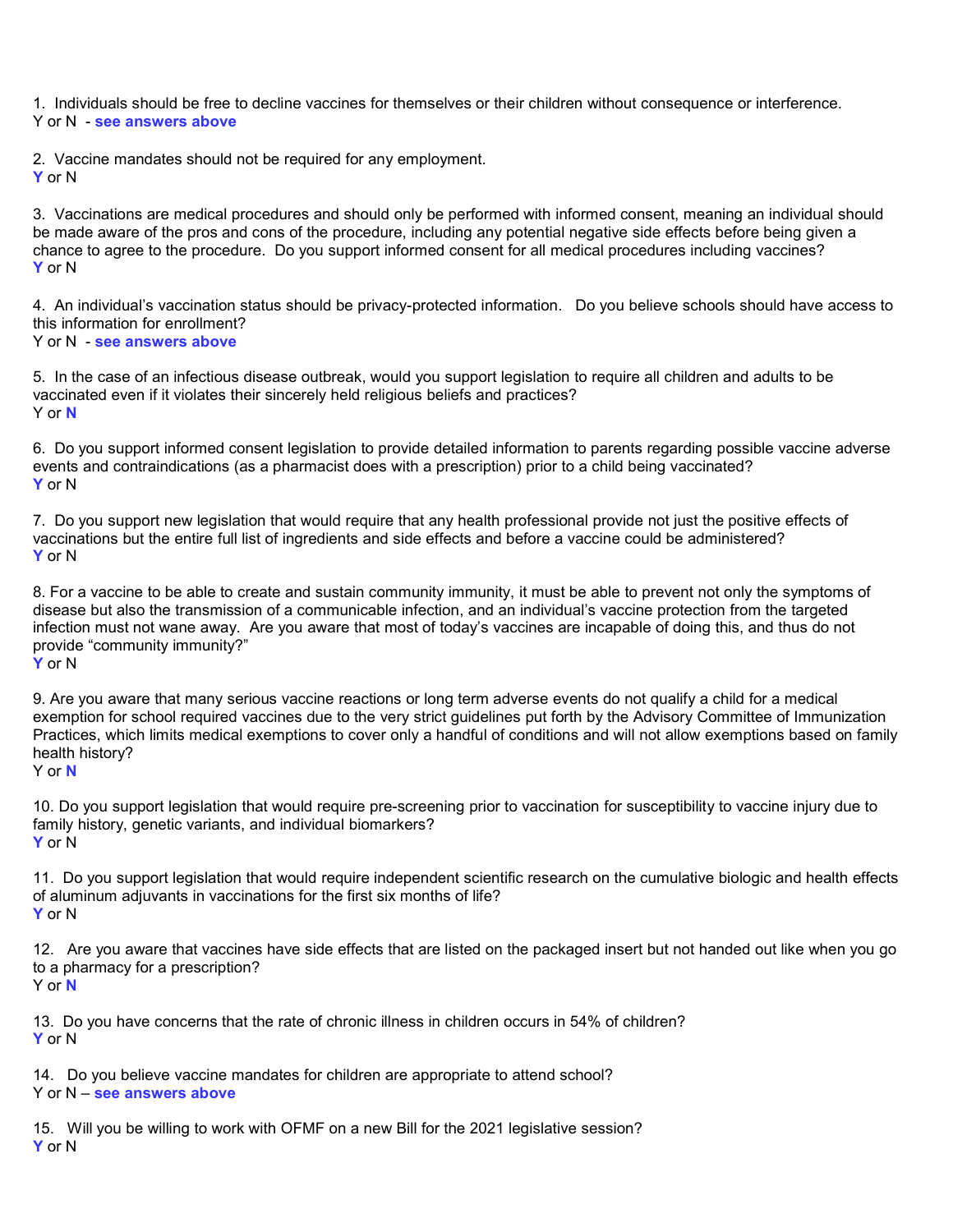1. Individuals should be free to decline vaccines for themselves or their children without consequence or interference.
Y or N - **see answers above**

2. Vaccine mandates should not be required for any employment.
**Y** or N

3. Vaccinations are medical procedures and should only be performed with informed consent, meaning an individual should be made aware of the pros and cons of the procedure, including any potential negative side effects before being given a chance to agree to the procedure. Do you support informed consent for all medical procedures including vaccines?
**Y** or N

4. An individual's vaccination status should be privacy-protected information. Do you believe schools should have access to this information for enrollment?
Y or N - **see answers above**

5. In the case of an infectious disease outbreak, would you support legislation to require all children and adults to be vaccinated even if it violates their sincerely held religious beliefs and practices?
Y or **N**

6. Do you support informed consent legislation to provide detailed information to parents regarding possible vaccine adverse events and contraindications (as a pharmacist does with a prescription) prior to a child being vaccinated?
**Y** or N

7. Do you support new legislation that would require that any health professional provide not just the positive effects of vaccinations but the entire full list of ingredients and side effects and before a vaccine could be administered?
**Y** or N

8. For a vaccine to be able to create and sustain community immunity, it must be able to prevent not only the symptoms of disease but also the transmission of a communicable infection, and an individual's vaccine protection from the targeted infection must not wane away. Are you aware that most of today's vaccines are incapable of doing this, and thus do not provide "community immunity?"
**Y** or N

9. Are you aware that many serious vaccine reactions or long term adverse events do not qualify a child for a medical exemption for school required vaccines due to the very strict guidelines put forth by the Advisory Committee of Immunization Practices, which limits medical exemptions to cover only a handful of conditions and will not allow exemptions based on family health history?
Y or **N**

10. Do you support legislation that would require pre-screening prior to vaccination for susceptibility to vaccine injury due to family history, genetic variants, and individual biomarkers?
**Y** or N

11. Do you support legislation that would require independent scientific research on the cumulative biologic and health effects of aluminum adjuvants in vaccinations for the first six months of life?
**Y** or N

12. Are you aware that vaccines have side effects that are listed on the packaged insert but not handed out like when you go to a pharmacy for a prescription?
Y or **N**

13. Do you have concerns that the rate of chronic illness in children occurs in 54% of children?
**Y** or N

14. Do you believe vaccine mandates for children are appropriate to attend school?
Y or N – **see answers above**

15. Will you be willing to work with OFMF on a new Bill for the 2021 legislative session?
**Y** or N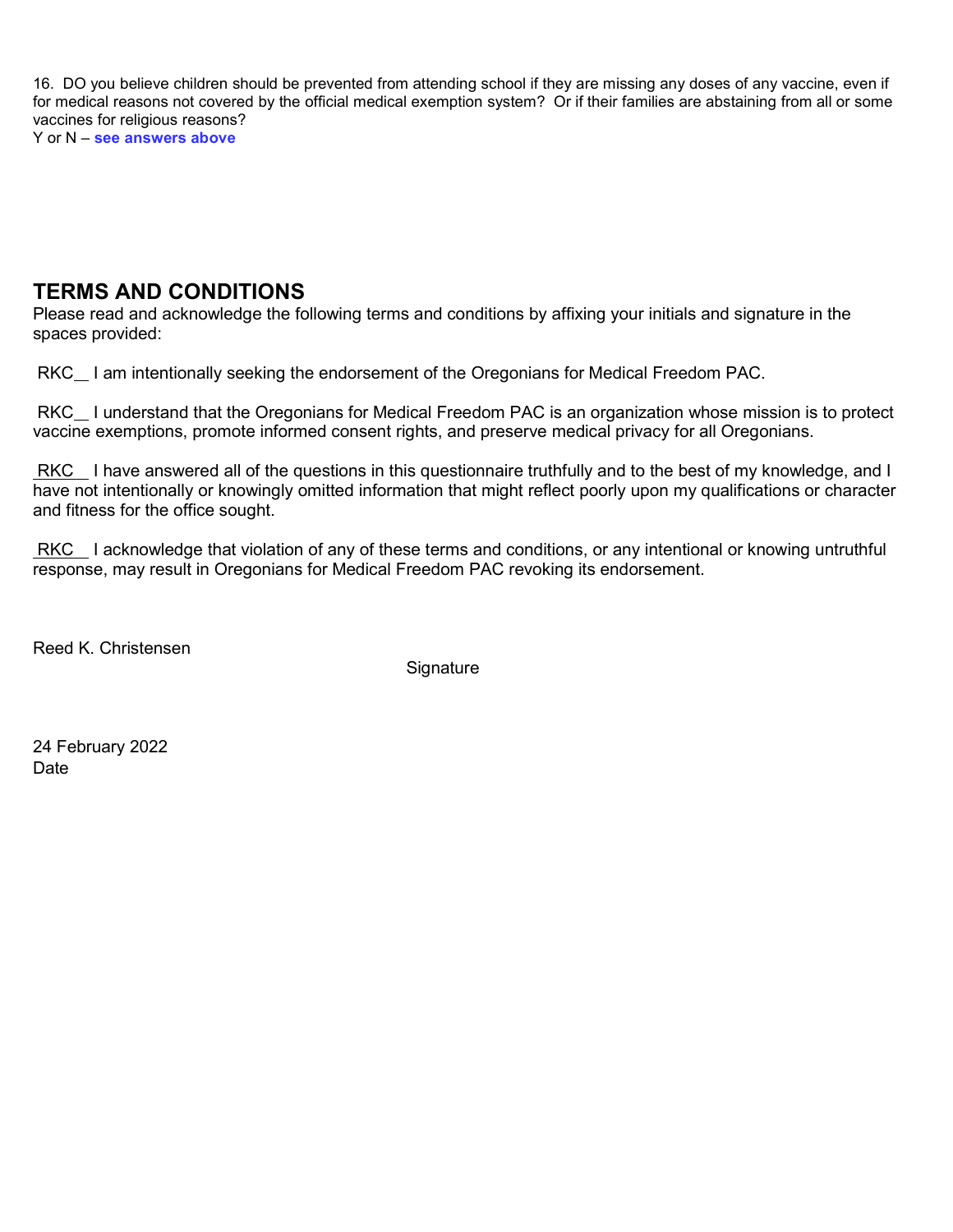16. DO you believe children should be prevented from attending school if they are missing any doses of any vaccine, even if for medical reasons not covered by the official medical exemption system? Or if their families are abstaining from all or some vaccines for religious reasons?
Y or N – **see answers above**

## TERMS AND CONDITIONS

Please read and acknowledge the following terms and conditions by affixing your initials and signature in the spaces provided:

RKC__ I am intentionally seeking the endorsement of the Oregonians for Medical Freedom PAC.

RKC__ I understand that the Oregonians for Medical Freedom PAC is an organization whose mission is to protect vaccine exemptions, promote informed consent rights, and preserve medical privacy for all Oregonians.

_RKC__ I have answered all of the questions in this questionnaire truthfully and to the best of my knowledge, and I have not intentionally or knowingly omitted information that might reflect poorly upon my qualifications or character and fitness for the office sought.

_RKC__ I acknowledge that violation of any of these terms and conditions, or any intentional or knowing untruthful response, may result in Oregonians for Medical Freedom PAC revoking its endorsement.

Reed K. Christensen

Signature

24 February 2022
Date